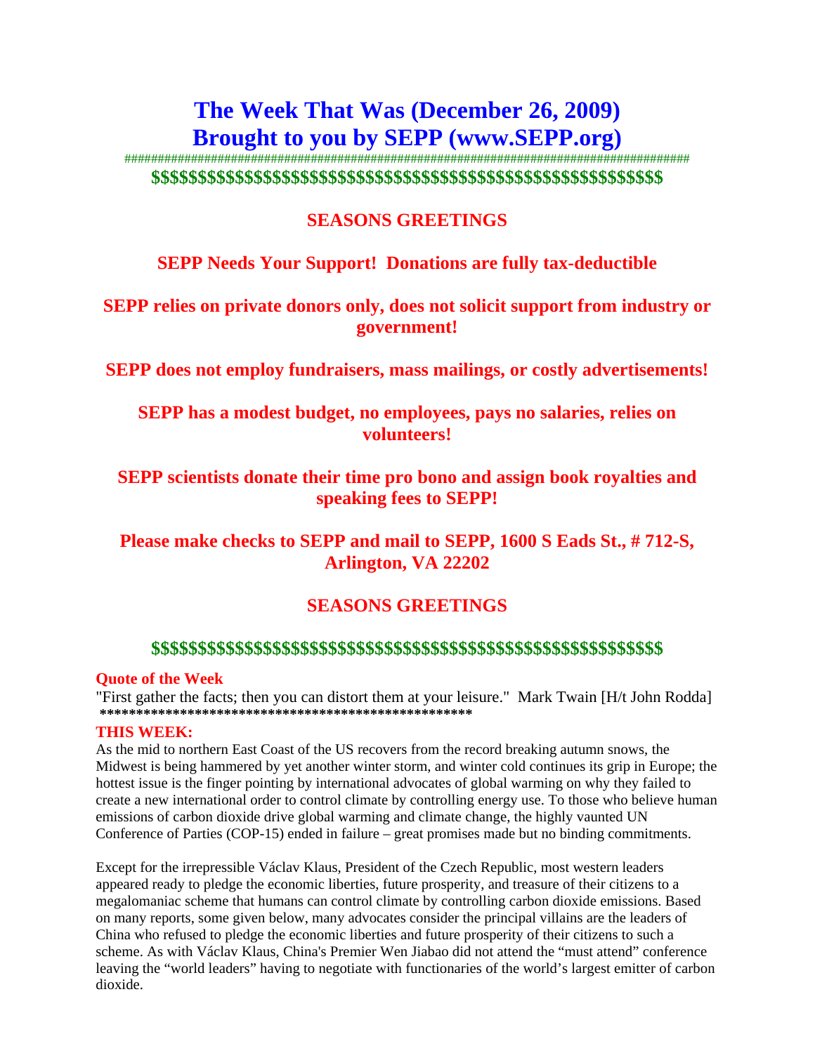# The Week That Was (December 26, 2009)
# Brought to you by SEPP (www.SEPP.org)

##########################################################################################

**$$$$$$$$$$$$$$$$$$$$$$$$$$$$$$$$$$$$$$$$$$$$$$$$$$$$$$$$$$$$**

## SEASONS GREETINGS

**SEPP Needs Your Support! Donations are fully tax-deductible**

**SEPP relies on private donors only, does not solicit support from industry or government!**

**SEPP does not employ fundraisers, mass mailings, or costly advertisements!**

**SEPP has a modest budget, no employees, pays no salaries, relies on volunteers!**

**SEPP scientists donate their time pro bono and assign book royalties and speaking fees to SEPP!**

**Please make checks to SEPP and mail to SEPP, 1600 S Eads St., # 712-S, Arlington, VA 22202**

## SEASONS GREETINGS

**$$$$$$$$$$$$$$$$$$$$$$$$$$$$$$$$$$$$$$$$$$$$$$$$$$$$$$$$$$$$**

**Quote of the Week**

"First gather the facts; then you can distort them at your leisure." Mark Twain [H/t John Rodda]

**************************************************

**THIS WEEK:**

As the mid to northern East Coast of the US recovers from the record breaking autumn snows, the Midwest is being hammered by yet another winter storm, and winter cold continues its grip in Europe; the hottest issue is the finger pointing by international advocates of global warming on why they failed to create a new international order to control climate by controlling energy use. To those who believe human emissions of carbon dioxide drive global warming and climate change, the highly vaunted UN Conference of Parties (COP-15) ended in failure – great promises made but no binding commitments.

Except for the irrepressible Václav Klaus, President of the Czech Republic, most western leaders appeared ready to pledge the economic liberties, future prosperity, and treasure of their citizens to a megalomaniac scheme that humans can control climate by controlling carbon dioxide emissions. Based on many reports, some given below, many advocates consider the principal villains are the leaders of China who refused to pledge the economic liberties and future prosperity of their citizens to such a scheme. As with Václav Klaus, China's Premier Wen Jiabao did not attend the "must attend" conference leaving the "world leaders" having to negotiate with functionaries of the world's largest emitter of carbon dioxide.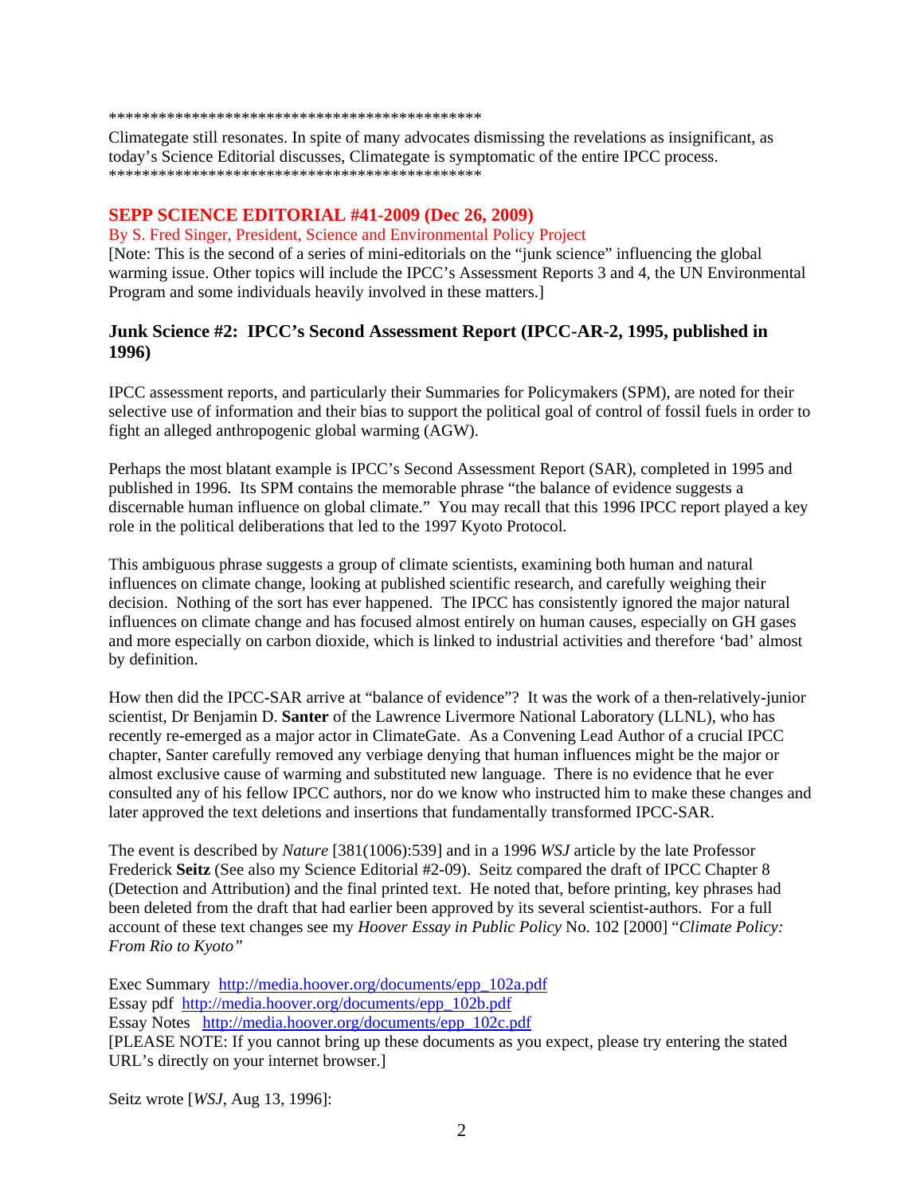*********************************************

Climategate still resonates. In spite of many advocates dismissing the revelations as insignificant, as today's Science Editorial discusses, Climategate is symptomatic of the entire IPCC process.

*********************************************

## SEPP SCIENCE EDITORIAL #41-2009 (Dec 26, 2009)

By S. Fred Singer, President, Science and Environmental Policy Project

[Note: This is the second of a series of mini-editorials on the "junk science" influencing the global warming issue. Other topics will include the IPCC's Assessment Reports 3 and 4, the UN Environmental Program and some individuals heavily involved in these matters.]

### Junk Science #2: IPCC's Second Assessment Report (IPCC-AR-2, 1995, published in 1996)

IPCC assessment reports, and particularly their Summaries for Policymakers (SPM), are noted for their selective use of information and their bias to support the political goal of control of fossil fuels in order to fight an alleged anthropogenic global warming (AGW).

Perhaps the most blatant example is IPCC's Second Assessment Report (SAR), completed in 1995 and published in 1996. Its SPM contains the memorable phrase "the balance of evidence suggests a discernable human influence on global climate." You may recall that this 1996 IPCC report played a key role in the political deliberations that led to the 1997 Kyoto Protocol.

This ambiguous phrase suggests a group of climate scientists, examining both human and natural influences on climate change, looking at published scientific research, and carefully weighing their decision. Nothing of the sort has ever happened. The IPCC has consistently ignored the major natural influences on climate change and has focused almost entirely on human causes, especially on GH gases and more especially on carbon dioxide, which is linked to industrial activities and therefore 'bad' almost by definition.

How then did the IPCC-SAR arrive at "balance of evidence"? It was the work of a then-relatively-junior scientist, Dr Benjamin D. **Santer** of the Lawrence Livermore National Laboratory (LLNL), who has recently re-emerged as a major actor in ClimateGate. As a Convening Lead Author of a crucial IPCC chapter, Santer carefully removed any verbiage denying that human influences might be the major or almost exclusive cause of warming and substituted new language. There is no evidence that he ever consulted any of his fellow IPCC authors, nor do we know who instructed him to make these changes and later approved the text deletions and insertions that fundamentally transformed IPCC-SAR.

The event is described by *Nature* [381(1006):539] and in a 1996 *WSJ* article by the late Professor Frederick **Seitz** (See also my Science Editorial #2-09). Seitz compared the draft of IPCC Chapter 8 (Detection and Attribution) and the final printed text. He noted that, before printing, key phrases had been deleted from the draft that had earlier been approved by its several scientist-authors. For a full account of these text changes see my *Hoover Essay in Public Policy* No. 102 [2000] "*Climate Policy: From Rio to Kyoto"*

Exec Summary http://media.hoover.org/documents/epp_102a.pdf
Essay pdf http://media.hoover.org/documents/epp_102b.pdf
Essay Notes http://media.hoover.org/documents/epp_102c.pdf
[PLEASE NOTE: If you cannot bring up these documents as you expect, please try entering the stated URL's directly on your internet browser.]

Seitz wrote [*WSJ*, Aug 13, 1996]: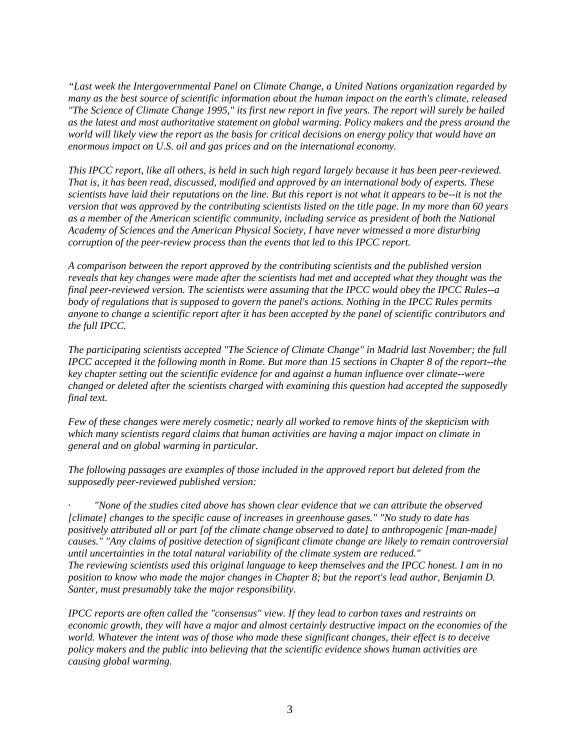*“Last week the Intergovernmental Panel on Climate Change, a United Nations organization regarded by many as the best source of scientific information about the human impact on the earth's climate, released "The Science of Climate Change 1995," its first new report in five years. The report will surely be hailed as the latest and most authoritative statement on global warming. Policy makers and the press around the world will likely view the report as the basis for critical decisions on energy policy that would have an enormous impact on U.S. oil and gas prices and on the international economy.*

*This IPCC report, like all others, is held in such high regard largely because it has been peer-reviewed. That is, it has been read, discussed, modified and approved by an international body of experts. These scientists have laid their reputations on the line. But this report is not what it appears to be--it is not the version that was approved by the contributing scientists listed on the title page. In my more than 60 years as a member of the American scientific community, including service as president of both the National Academy of Sciences and the American Physical Society, I have never witnessed a more disturbing corruption of the peer-review process than the events that led to this IPCC report.*

*A comparison between the report approved by the contributing scientists and the published version reveals that key changes were made after the scientists had met and accepted what they thought was the final peer-reviewed version. The scientists were assuming that the IPCC would obey the IPCC Rules--a body of regulations that is supposed to govern the panel's actions. Nothing in the IPCC Rules permits anyone to change a scientific report after it has been accepted by the panel of scientific contributors and the full IPCC.*

*The participating scientists accepted "The Science of Climate Change" in Madrid last November; the full IPCC accepted it the following month in Rome. But more than 15 sections in Chapter 8 of the report--the key chapter setting out the scientific evidence for and against a human influence over climate--were changed or deleted after the scientists charged with examining this question had accepted the supposedly final text.*

*Few of these changes were merely cosmetic; nearly all worked to remove hints of the skepticism with which many scientists regard claims that human activities are having a major impact on climate in general and on global warming in particular.*

*The following passages are examples of those included in the approved report but deleted from the supposedly peer-reviewed published version:*

- *"None of the studies cited above has shown clear evidence that we can attribute the observed [climate] changes to the specific cause of increases in greenhouse gases." "No study to date has positively attributed all or part [of the climate change observed to date] to anthropogenic [man-made] causes." "Any claims of positive detection of significant climate change are likely to remain controversial until uncertainties in the total natural variability of the climate system are reduced."*

*The reviewing scientists used this original language to keep themselves and the IPCC honest. I am in no position to know who made the major changes in Chapter 8; but the report's lead author, Benjamin D. Santer, must presumably take the major responsibility.*

*IPCC reports are often called the "consensus" view. If they lead to carbon taxes and restraints on economic growth, they will have a major and almost certainly destructive impact on the economies of the world. Whatever the intent was of those who made these significant changes, their effect is to deceive policy makers and the public into believing that the scientific evidence shows human activities are causing global warming.*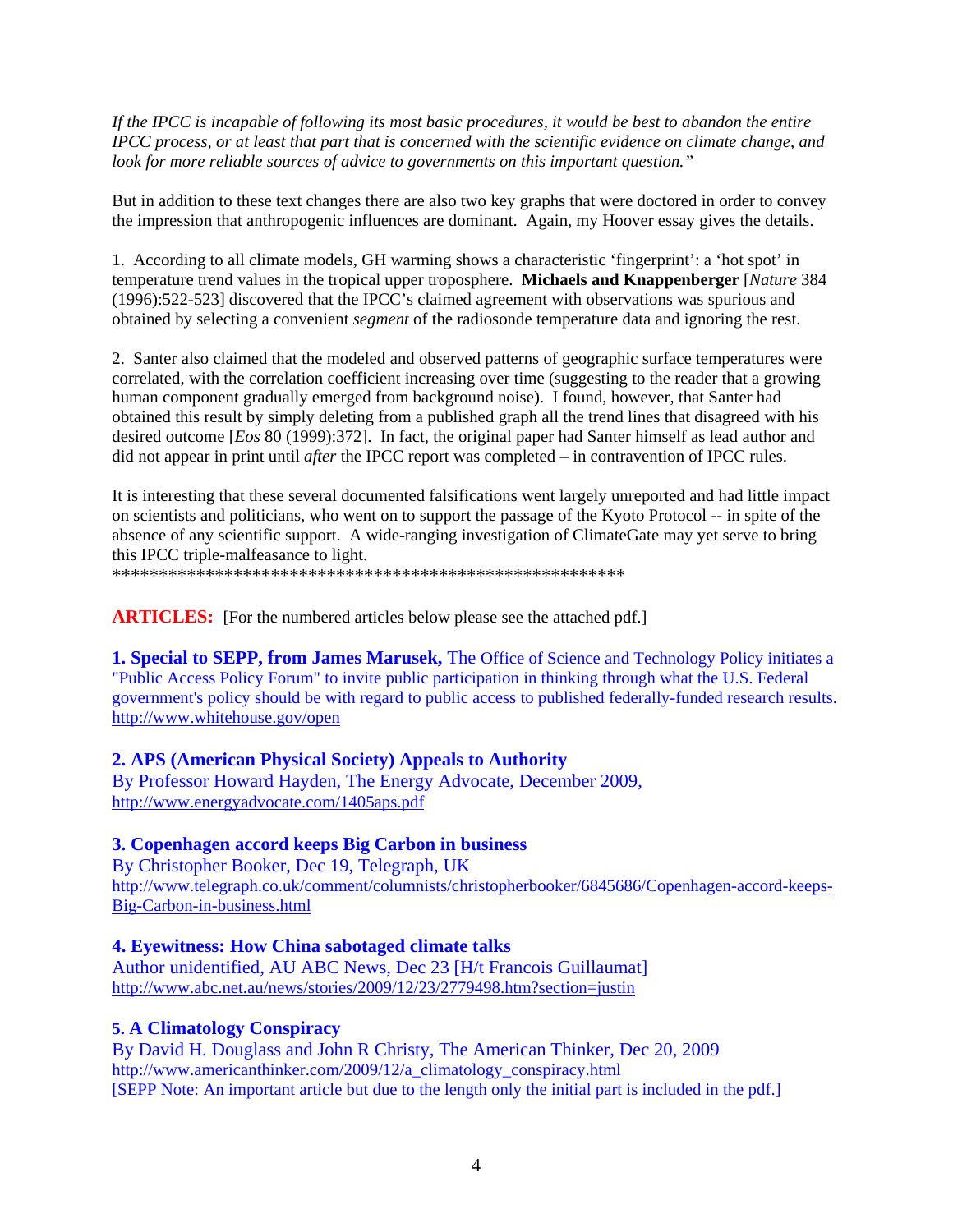*If the IPCC is incapable of following its most basic procedures, it would be best to abandon the entire IPCC process, or at least that part that is concerned with the scientific evidence on climate change, and look for more reliable sources of advice to governments on this important question."*

But in addition to these text changes there are also two key graphs that were doctored in order to convey the impression that anthropogenic influences are dominant. Again, my Hoover essay gives the details.

1. According to all climate models, GH warming shows a characteristic 'fingerprint': a 'hot spot' in temperature trend values in the tropical upper troposphere. **Michaels and Knappenberger** [*Nature* 384 (1996):522-523] discovered that the IPCC's claimed agreement with observations was spurious and obtained by selecting a convenient *segment* of the radiosonde temperature data and ignoring the rest.

2. Santer also claimed that the modeled and observed patterns of geographic surface temperatures were correlated, with the correlation coefficient increasing over time (suggesting to the reader that a growing human component gradually emerged from background noise). I found, however, that Santer had obtained this result by simply deleting from a published graph all the trend lines that disagreed with his desired outcome [*Eos* 80 (1999):372]. In fact, the original paper had Santer himself as lead author and did not appear in print until *after* the IPCC report was completed – in contravention of IPCC rules.

It is interesting that these several documented falsifications went largely unreported and had little impact on scientists and politicians, who went on to support the passage of the Kyoto Protocol -- in spite of the absence of any scientific support. A wide-ranging investigation of ClimateGate may yet serve to bring this IPCC triple-malfeasance to light.

*******************************************************

**ARTICLES:** [For the numbered articles below please see the attached pdf.]

**1. Special to SEPP, from James Marusek,** The Office of Science and Technology Policy initiates a "Public Access Policy Forum" to invite public participation in thinking through what the U.S. Federal government's policy should be with regard to public access to published federally-funded research results.
http://www.whitehouse.gov/open

**2. APS (American Physical Society) Appeals to Authority**
By Professor Howard Hayden, The Energy Advocate, December 2009,
http://www.energyadvocate.com/1405aps.pdf

**3. Copenhagen accord keeps Big Carbon in business**
By Christopher Booker, Dec 19, Telegraph, UK
http://www.telegraph.co.uk/comment/columnists/christopherbooker/6845686/Copenhagen-accord-keeps-Big-Carbon-in-business.html

**4. Eyewitness: How China sabotaged climate talks**
Author unidentified, AU ABC News, Dec 23 [H/t Francois Guillaumat]
http://www.abc.net.au/news/stories/2009/12/23/2779498.htm?section=justin

**5. A Climatology Conspiracy**
By David H. Douglass and John R Christy, The American Thinker, Dec 20, 2009
http://www.americanthinker.com/2009/12/a_climatology_conspiracy.html
[SEPP Note: An important article but due to the length only the initial part is included in the pdf.]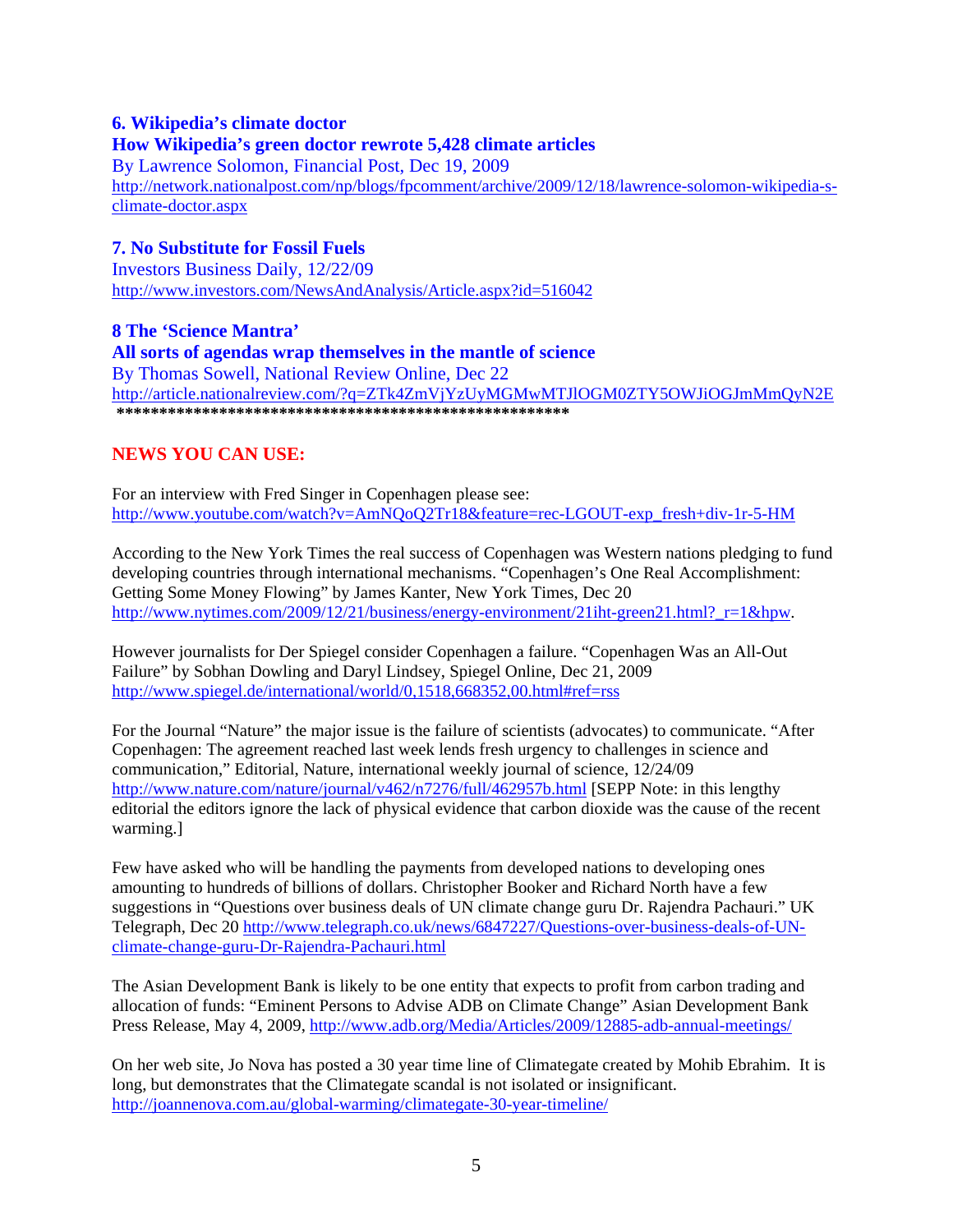**6. Wikipedia's climate doctor**

**How Wikipedia's green doctor rewrote 5,428 climate articles**

By Lawrence Solomon, Financial Post, Dec 19, 2009

http://network.nationalpost.com/np/blogs/fpcomment/archive/2009/12/18/lawrence-solomon-wikipedia-s-climate-doctor.aspx

**7. No Substitute for Fossil Fuels**

Investors Business Daily, 12/22/09

http://www.investors.com/NewsAndAnalysis/Article.aspx?id=516042

**8 The 'Science Mantra'**

**All sorts of agendas wrap themselves in the mantle of science**

By Thomas Sowell, National Review Online, Dec 22

http://article.nationalreview.com/?q=ZTk4ZmVjYzUyMGMwMTJlOGM0ZTY5OWJiOGJmMmQyN2E

*****************************************************

## NEWS YOU CAN USE:

For an interview with Fred Singer in Copenhagen please see:
http://www.youtube.com/watch?v=AmNQoQ2Tr18&feature=rec-LGOUT-exp_fresh+div-1r-5-HM

According to the New York Times the real success of Copenhagen was Western nations pledging to fund developing countries through international mechanisms. "Copenhagen's One Real Accomplishment: Getting Some Money Flowing" by James Kanter, New York Times, Dec 20
http://www.nytimes.com/2009/12/21/business/energy-environment/21iht-green21.html?_r=1&hpw.

However journalists for Der Spiegel consider Copenhagen a failure. "Copenhagen Was an All-Out Failure" by Sobhan Dowling and Daryl Lindsey, Spiegel Online, Dec 21, 2009
http://www.spiegel.de/international/world/0,1518,668352,00.html#ref=rss

For the Journal "Nature" the major issue is the failure of scientists (advocates) to communicate. "After Copenhagen: The agreement reached last week lends fresh urgency to challenges in science and communication," Editorial, Nature, international weekly journal of science, 12/24/09
http://www.nature.com/nature/journal/v462/n7276/full/462957b.html [SEPP Note: in this lengthy editorial the editors ignore the lack of physical evidence that carbon dioxide was the cause of the recent warming.]

Few have asked who will be handling the payments from developed nations to developing ones amounting to hundreds of billions of dollars. Christopher Booker and Richard North have a few suggestions in "Questions over business deals of UN climate change guru Dr. Rajendra Pachauri." UK Telegraph, Dec 20 http://www.telegraph.co.uk/news/6847227/Questions-over-business-deals-of-UN-climate-change-guru-Dr-Rajendra-Pachauri.html

The Asian Development Bank is likely to be one entity that expects to profit from carbon trading and allocation of funds: "Eminent Persons to Advise ADB on Climate Change" Asian Development Bank Press Release, May 4, 2009, http://www.adb.org/Media/Articles/2009/12885-adb-annual-meetings/

On her web site, Jo Nova has posted a 30 year time line of Climategate created by Mohib Ebrahim. It is long, but demonstrates that the Climategate scandal is not isolated or insignificant.
http://joannenova.com.au/global-warming/climategate-30-year-timeline/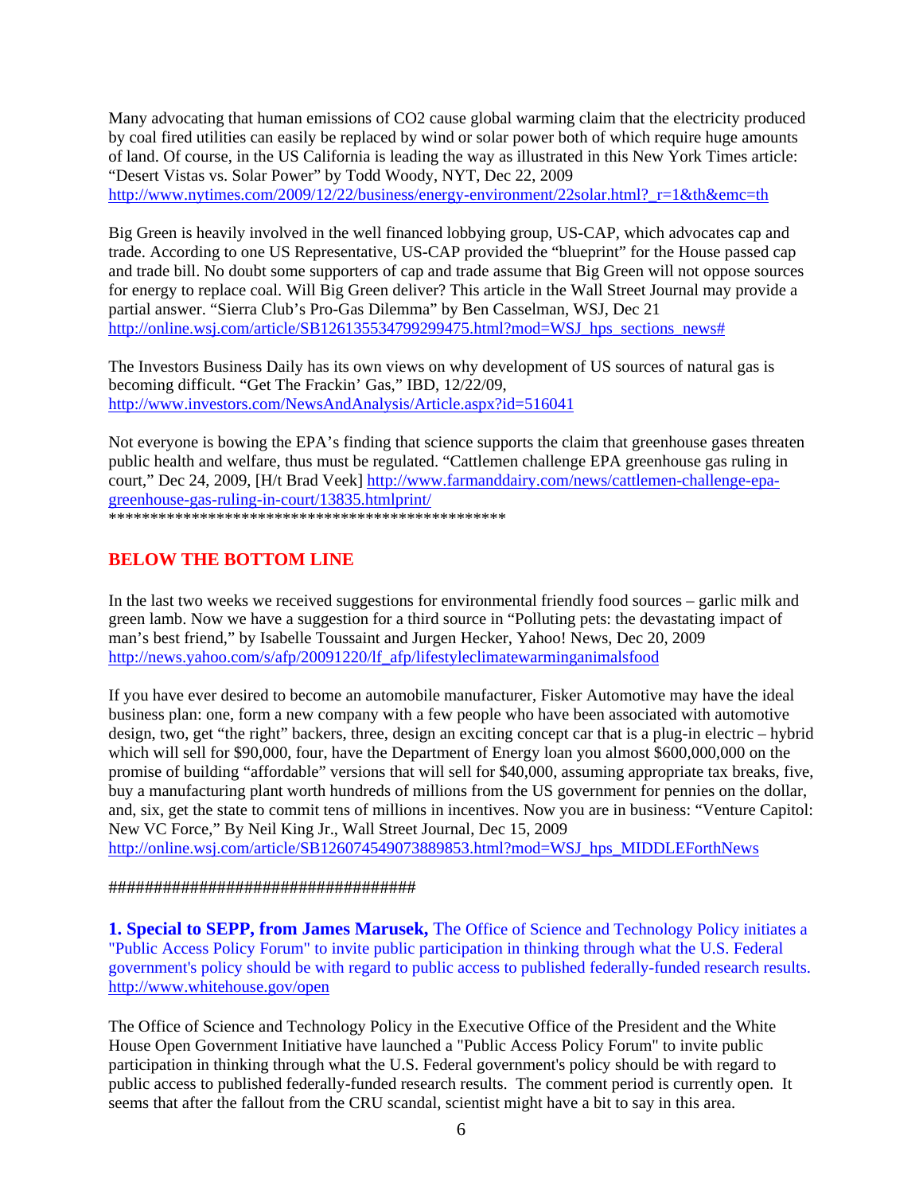Many advocating that human emissions of $CO_2$ cause global warming claim that the electricity produced by coal fired utilities can easily be replaced by wind or solar power both of which require huge amounts of land. Of course, in the US California is leading the way as illustrated in this New York Times article: "Desert Vistas vs. Solar Power" by Todd Woody, NYT, Dec 22, 2009
http://www.nytimes.com/2009/12/22/business/energy-environment/22solar.html?_r=1&th&emc=th

Big Green is heavily involved in the well financed lobbying group, US-CAP, which advocates cap and trade. According to one US Representative, US-CAP provided the "blueprint" for the House passed cap and trade bill. No doubt some supporters of cap and trade assume that Big Green will not oppose sources for energy to replace coal. Will Big Green deliver? This article in the Wall Street Journal may provide a partial answer. "Sierra Club's Pro-Gas Dilemma" by Ben Casselman, WSJ, Dec 21
http://online.wsj.com/article/SB126135534799299475.html?mod=WSJ_hps_sections_news#

The Investors Business Daily has its own views on why development of US sources of natural gas is becoming difficult. "Get The Frackin' Gas," IBD, 12/22/09,
http://www.investors.com/NewsAndAnalysis/Article.aspx?id=516041

Not everyone is bowing the EPA's finding that science supports the claim that greenhouse gases threaten public health and welfare, thus must be regulated. "Cattlemen challenge EPA greenhouse gas ruling in court," Dec 24, 2009, [H/t Brad Veek] http://www.farmanddairy.com/news/cattlemen-challenge-epa-greenhouse-gas-ruling-in-court/13835.htmlprint/
**************************************************

## BELOW THE BOTTOM LINE

In the last two weeks we received suggestions for environmental friendly food sources – garlic milk and green lamb. Now we have a suggestion for a third source in "Polluting pets: the devastating impact of man's best friend," by Isabelle Toussaint and Jurgen Hecker, Yahoo! News, Dec 20, 2009
http://news.yahoo.com/s/afp/20091220/lf_afp/lifestyleclimatewarminganimalsfood

If you have ever desired to become an automobile manufacturer, Fisker Automotive may have the ideal business plan: one, form a new company with a few people who have been associated with automotive design, two, get "the right" backers, three, design an exciting concept car that is a plug-in electric – hybrid which will sell for $90,000, four, have the Department of Energy loan you almost $600,000,000 on the promise of building "affordable" versions that will sell for $40,000, assuming appropriate tax breaks, five, buy a manufacturing plant worth hundreds of millions from the US government for pennies on the dollar, and, six, get the state to commit tens of millions in incentives. Now you are in business: "Venture Capitol: New VC Force," By Neil King Jr., Wall Street Journal, Dec 15, 2009
http://online.wsj.com/article/SB126074549073889853.html?mod=WSJ_hps_MIDDLEForthNews

###################################

**1. Special to SEPP, from James Marusek,** The Office of Science and Technology Policy initiates a "Public Access Policy Forum" to invite public participation in thinking through what the U.S. Federal government's policy should be with regard to public access to published federally-funded research results. http://www.whitehouse.gov/open

The Office of Science and Technology Policy in the Executive Office of the President and the White House Open Government Initiative have launched a "Public Access Policy Forum" to invite public participation in thinking through what the U.S. Federal government's policy should be with regard to public access to published federally-funded research results. The comment period is currently open. It seems that after the fallout from the CRU scandal, scientist might have a bit to say in this area.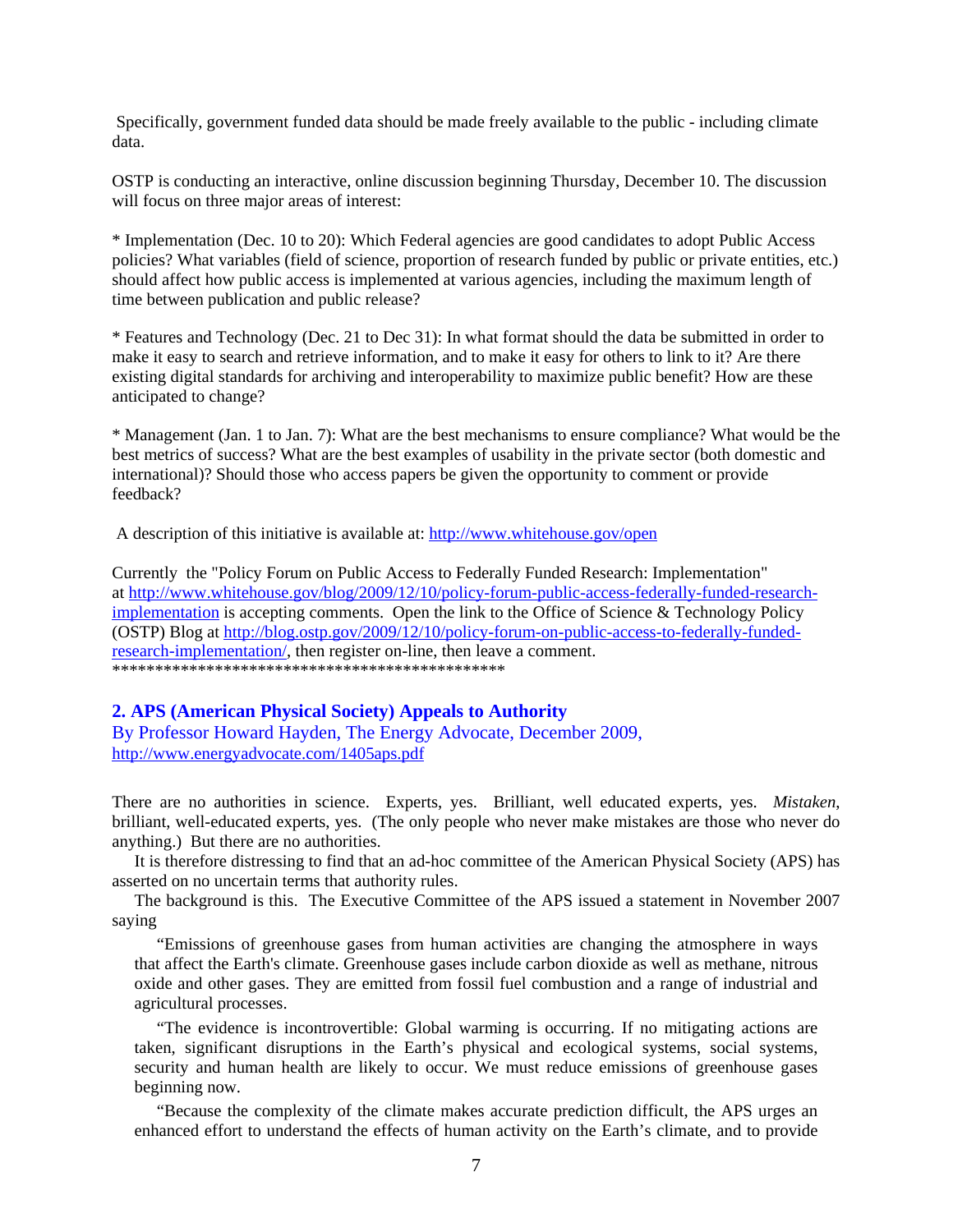Specifically, government funded data should be made freely available to the public - including climate data.

OSTP is conducting an interactive, online discussion beginning Thursday, December 10. The discussion will focus on three major areas of interest:

* Implementation (Dec. 10 to 20): Which Federal agencies are good candidates to adopt Public Access policies? What variables (field of science, proportion of research funded by public or private entities, etc.) should affect how public access is implemented at various agencies, including the maximum length of time between publication and public release?

* Features and Technology (Dec. 21 to Dec 31): In what format should the data be submitted in order to make it easy to search and retrieve information, and to make it easy for others to link to it? Are there existing digital standards for archiving and interoperability to maximize public benefit? How are these anticipated to change?

* Management (Jan. 1 to Jan. 7): What are the best mechanisms to ensure compliance? What would be the best metrics of success? What are the best examples of usability in the private sector (both domestic and international)? Should those who access papers be given the opportunity to comment or provide feedback?

A description of this initiative is available at: http://www.whitehouse.gov/open

Currently the "Policy Forum on Public Access to Federally Funded Research: Implementation" at http://www.whitehouse.gov/blog/2009/12/10/policy-forum-public-access-federally-funded-research-implementation is accepting comments. Open the link to the Office of Science & Technology Policy (OSTP) Blog at http://blog.ostp.gov/2009/12/10/policy-forum-on-public-access-to-federally-funded-research-implementation/, then register on-line, then leave a comment.
**********************************************

## 2. APS (American Physical Society) Appeals to Authority

By Professor Howard Hayden, The Energy Advocate, December 2009, http://www.energyadvocate.com/1405aps.pdf

There are no authorities in science. Experts, yes. Brilliant, well educated experts, yes. *Mistaken*, brilliant, well-educated experts, yes. (The only people who never make mistakes are those who never do anything.) But there are no authorities.

It is therefore distressing to find that an ad-hoc committee of the American Physical Society (APS) has asserted on no uncertain terms that authority rules.

The background is this. The Executive Committee of the APS issued a statement in November 2007 saying

> "Emissions of greenhouse gases from human activities are changing the atmosphere in ways that affect the Earth's climate. Greenhouse gases include carbon dioxide as well as methane, nitrous oxide and other gases. They are emitted from fossil fuel combustion and a range of industrial and agricultural processes.
>
> "The evidence is incontrovertible: Global warming is occurring. If no mitigating actions are taken, significant disruptions in the Earth's physical and ecological systems, social systems, security and human health are likely to occur. We must reduce emissions of greenhouse gases beginning now.
>
> "Because the complexity of the climate makes accurate prediction difficult, the APS urges an enhanced effort to understand the effects of human activity on the Earth's climate, and to provide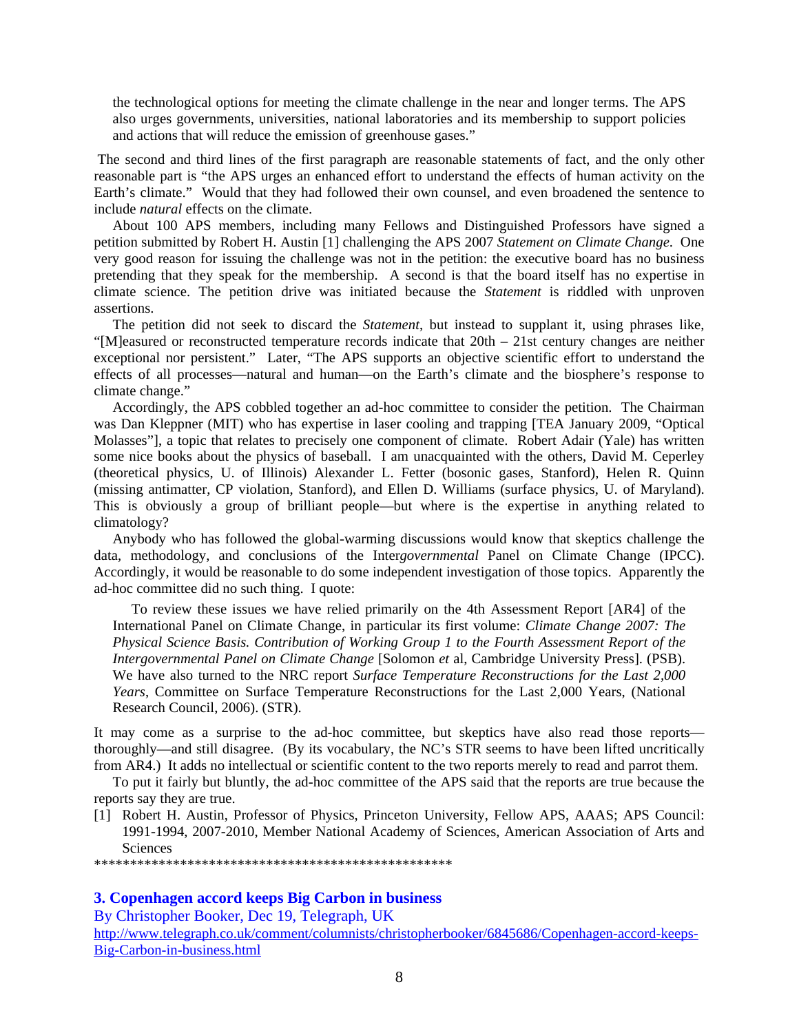the technological options for meeting the climate challenge in the near and longer terms. The APS also urges governments, universities, national laboratories and its membership to support policies and actions that will reduce the emission of greenhouse gases."

The second and third lines of the first paragraph are reasonable statements of fact, and the only other reasonable part is "the APS urges an enhanced effort to understand the effects of human activity on the Earth's climate." Would that they had followed their own counsel, and even broadened the sentence to include *natural* effects on the climate.

About 100 APS members, including many Fellows and Distinguished Professors have signed a petition submitted by Robert H. Austin [1] challenging the APS 2007 *Statement on Climate Change.* One very good reason for issuing the challenge was not in the petition: the executive board has no business pretending that they speak for the membership. A second is that the board itself has no expertise in climate science. The petition drive was initiated because the *Statement* is riddled with unproven assertions.

The petition did not seek to discard the *Statement*, but instead to supplant it, using phrases like, "[M]easured or reconstructed temperature records indicate that 20th – 21st century changes are neither exceptional nor persistent." Later, "The APS supports an objective scientific effort to understand the effects of all processes—natural and human—on the Earth's climate and the biosphere's response to climate change."

Accordingly, the APS cobbled together an ad-hoc committee to consider the petition. The Chairman was Dan Kleppner (MIT) who has expertise in laser cooling and trapping [TEA January 2009, "Optical Molasses"], a topic that relates to precisely one component of climate. Robert Adair (Yale) has written some nice books about the physics of baseball. I am unacquainted with the others, David M. Ceperley (theoretical physics, U. of Illinois) Alexander L. Fetter (bosonic gases, Stanford), Helen R. Quinn (missing antimatter, CP violation, Stanford), and Ellen D. Williams (surface physics, U. of Maryland). This is obviously a group of brilliant people—but where is the expertise in anything related to climatology?

Anybody who has followed the global-warming discussions would know that skeptics challenge the data, methodology, and conclusions of the Inter*governmental* Panel on Climate Change (IPCC). Accordingly, it would be reasonable to do some independent investigation of those topics. Apparently the ad-hoc committee did no such thing. I quote:

> To review these issues we have relied primarily on the 4th Assessment Report [AR4] of the International Panel on Climate Change, in particular its first volume: *Climate Change 2007: The Physical Science Basis. Contribution of Working Group 1 to the Fourth Assessment Report of the Intergovernmental Panel on Climate Change* [Solomon *et* al, Cambridge University Press]. (PSB). We have also turned to the NRC report *Surface Temperature Reconstructions for the Last 2,000 Years*, Committee on Surface Temperature Reconstructions for the Last 2,000 Years, (National Research Council, 2006). (STR).

It may come as a surprise to the ad-hoc committee, but skeptics have also read those reports—thoroughly—and still disagree. (By its vocabulary, the NC's STR seems to have been lifted uncritically from AR4.) It adds no intellectual or scientific content to the two reports merely to read and parrot them.

To put it fairly but bluntly, the ad-hoc committee of the APS said that the reports are true because the reports say they are true.

[1] Robert H. Austin, Professor of Physics, Princeton University, Fellow APS, AAAS; APS Council: 1991-1994, 2007-2010, Member National Academy of Sciences, American Association of Arts and Sciences

***************************************************

## 3. Copenhagen accord keeps Big Carbon in business

By Christopher Booker, Dec 19, Telegraph, UK

http://www.telegraph.co.uk/comment/columnists/christopherbooker/6845686/Copenhagen-accord-keeps-Big-Carbon-in-business.html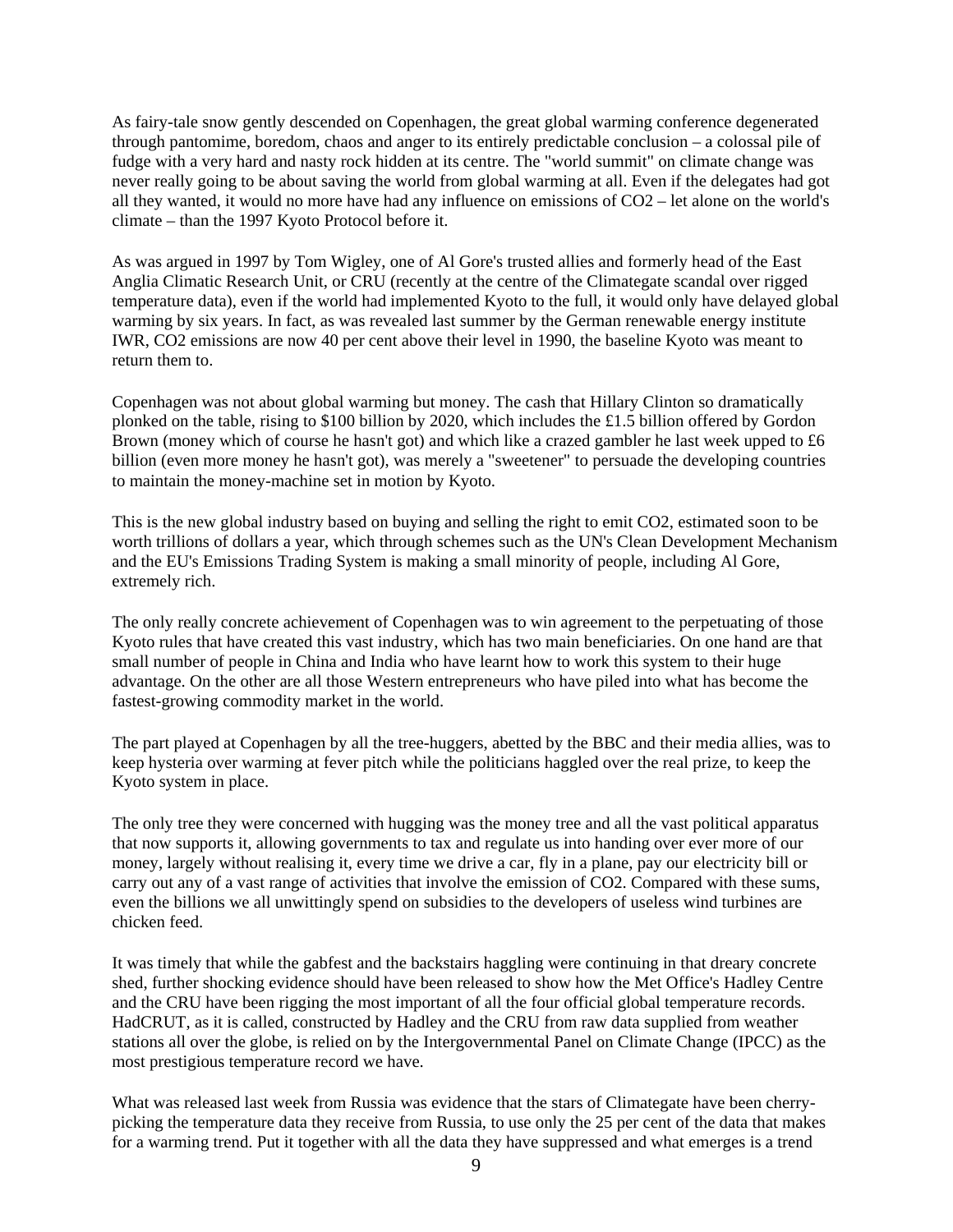As fairy-tale snow gently descended on Copenhagen, the great global warming conference degenerated through pantomime, boredom, chaos and anger to its entirely predictable conclusion – a colossal pile of fudge with a very hard and nasty rock hidden at its centre. The "world summit" on climate change was never really going to be about saving the world from global warming at all. Even if the delegates had got all they wanted, it would no more have had any influence on emissions of $CO_2$ – let alone on the world's climate – than the 1997 Kyoto Protocol before it.

As was argued in 1997 by Tom Wigley, one of Al Gore's trusted allies and formerly head of the East Anglia Climatic Research Unit, or CRU (recently at the centre of the Climategate scandal over rigged temperature data), even if the world had implemented Kyoto to the full, it would only have delayed global warming by six years. In fact, as was revealed last summer by the German renewable energy institute IWR, $CO_2$ emissions are now 40 per cent above their level in 1990, the baseline Kyoto was meant to return them to.

Copenhagen was not about global warming but money. The cash that Hillary Clinton so dramatically plonked on the table, rising to $100 billion by 2020, which includes the £1.5 billion offered by Gordon Brown (money which of course he hasn't got) and which like a crazed gambler he last week upped to £6 billion (even more money he hasn't got), was merely a "sweetener" to persuade the developing countries to maintain the money-machine set in motion by Kyoto.

This is the new global industry based on buying and selling the right to emit $CO_2$, estimated soon to be worth trillions of dollars a year, which through schemes such as the UN's Clean Development Mechanism and the EU's Emissions Trading System is making a small minority of people, including Al Gore, extremely rich.

The only really concrete achievement of Copenhagen was to win agreement to the perpetuating of those Kyoto rules that have created this vast industry, which has two main beneficiaries. On one hand are that small number of people in China and India who have learnt how to work this system to their huge advantage. On the other are all those Western entrepreneurs who have piled into what has become the fastest-growing commodity market in the world.

The part played at Copenhagen by all the tree-huggers, abetted by the BBC and their media allies, was to keep hysteria over warming at fever pitch while the politicians haggled over the real prize, to keep the Kyoto system in place.

The only tree they were concerned with hugging was the money tree and all the vast political apparatus that now supports it, allowing governments to tax and regulate us into handing over ever more of our money, largely without realising it, every time we drive a car, fly in a plane, pay our electricity bill or carry out any of a vast range of activities that involve the emission of $CO_2$. Compared with these sums, even the billions we all unwittingly spend on subsidies to the developers of useless wind turbines are chicken feed.

It was timely that while the gabfest and the backstairs haggling were continuing in that dreary concrete shed, further shocking evidence should have been released to show how the Met Office's Hadley Centre and the CRU have been rigging the most important of all the four official global temperature records. HadCRUT, as it is called, constructed by Hadley and the CRU from raw data supplied from weather stations all over the globe, is relied on by the Intergovernmental Panel on Climate Change (IPCC) as the most prestigious temperature record we have.

What was released last week from Russia was evidence that the stars of Climategate have been cherry-picking the temperature data they receive from Russia, to use only the 25 per cent of the data that makes for a warming trend. Put it together with all the data they have suppressed and what emerges is a trend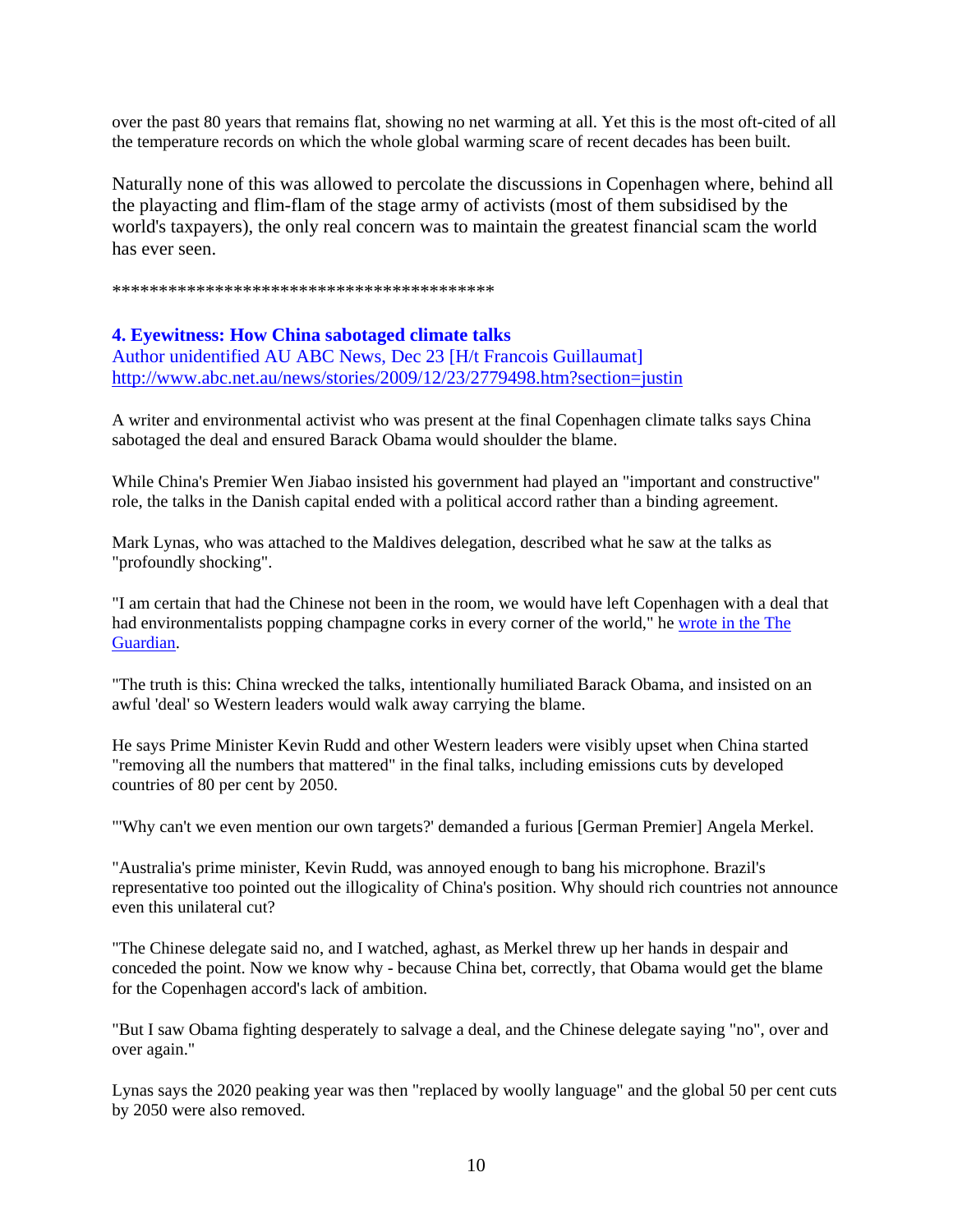over the past 80 years that remains flat, showing no net warming at all. Yet this is the most oft-cited of all the temperature records on which the whole global warming scare of recent decades has been built.

Naturally none of this was allowed to percolate the discussions in Copenhagen where, behind all the playacting and flim-flam of the stage army of activists (most of them subsidised by the world's taxpayers), the only real concern was to maintain the greatest financial scam the world has ever seen.

*****************************************

### 4. Eyewitness: How China sabotaged climate talks

Author unidentified AU ABC News, Dec 23 [H/t Francois Guillaumat]
http://www.abc.net.au/news/stories/2009/12/23/2779498.htm?section=justin

A writer and environmental activist who was present at the final Copenhagen climate talks says China sabotaged the deal and ensured Barack Obama would shoulder the blame.

While China's Premier Wen Jiabao insisted his government had played an "important and constructive" role, the talks in the Danish capital ended with a political accord rather than a binding agreement.

Mark Lynas, who was attached to the Maldives delegation, described what he saw at the talks as "profoundly shocking".

"I am certain that had the Chinese not been in the room, we would have left Copenhagen with a deal that had environmentalists popping champagne corks in every corner of the world," he wrote in the The Guardian.

"The truth is this: China wrecked the talks, intentionally humiliated Barack Obama, and insisted on an awful 'deal' so Western leaders would walk away carrying the blame.

He says Prime Minister Kevin Rudd and other Western leaders were visibly upset when China started "removing all the numbers that mattered" in the final talks, including emissions cuts by developed countries of 80 per cent by 2050.

"'Why can't we even mention our own targets?' demanded a furious [German Premier] Angela Merkel.

"Australia's prime minister, Kevin Rudd, was annoyed enough to bang his microphone. Brazil's representative too pointed out the illogicality of China's position. Why should rich countries not announce even this unilateral cut?

"The Chinese delegate said no, and I watched, aghast, as Merkel threw up her hands in despair and conceded the point. Now we know why - because China bet, correctly, that Obama would get the blame for the Copenhagen accord's lack of ambition.

"But I saw Obama fighting desperately to salvage a deal, and the Chinese delegate saying "no", over and over again."

Lynas says the 2020 peaking year was then "replaced by woolly language" and the global 50 per cent cuts by 2050 were also removed.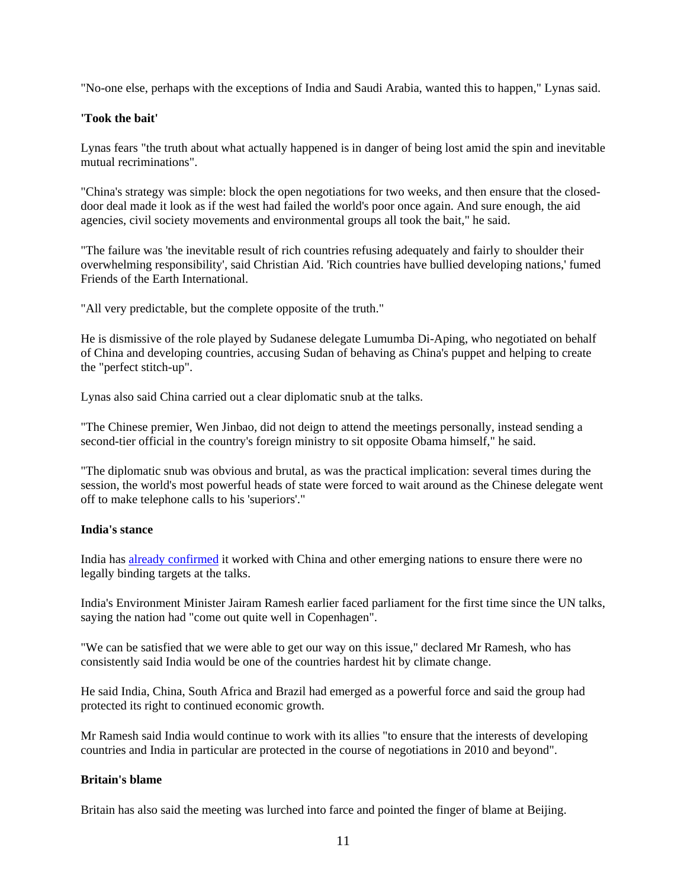"No-one else, perhaps with the exceptions of India and Saudi Arabia, wanted this to happen," Lynas said.

**'Took the bait'**

Lynas fears "the truth about what actually happened is in danger of being lost amid the spin and inevitable mutual recriminations".

"China's strategy was simple: block the open negotiations for two weeks, and then ensure that the closed-door deal made it look as if the west had failed the world's poor once again. And sure enough, the aid agencies, civil society movements and environmental groups all took the bait," he said.

"The failure was 'the inevitable result of rich countries refusing adequately and fairly to shoulder their overwhelming responsibility', said Christian Aid. 'Rich countries have bullied developing nations,' fumed Friends of the Earth International.

"All very predictable, but the complete opposite of the truth."

He is dismissive of the role played by Sudanese delegate Lumumba Di-Aping, who negotiated on behalf of China and developing countries, accusing Sudan of behaving as China's puppet and helping to create the "perfect stitch-up".

Lynas also said China carried out a clear diplomatic snub at the talks.

"The Chinese premier, Wen Jinbao, did not deign to attend the meetings personally, instead sending a second-tier official in the country's foreign ministry to sit opposite Obama himself," he said.

"The diplomatic snub was obvious and brutal, as was the practical implication: several times during the session, the world's most powerful heads of state were forced to wait around as the Chinese delegate went off to make telephone calls to his 'superiors'."

**India's stance**

India has already confirmed it worked with China and other emerging nations to ensure there were no legally binding targets at the talks.

India's Environment Minister Jairam Ramesh earlier faced parliament for the first time since the UN talks, saying the nation had "come out quite well in Copenhagen".

"We can be satisfied that we were able to get our way on this issue," declared Mr Ramesh, who has consistently said India would be one of the countries hardest hit by climate change.

He said India, China, South Africa and Brazil had emerged as a powerful force and said the group had protected its right to continued economic growth.

Mr Ramesh said India would continue to work with its allies "to ensure that the interests of developing countries and India in particular are protected in the course of negotiations in 2010 and beyond".

**Britain's blame**

Britain has also said the meeting was lurched into farce and pointed the finger of blame at Beijing.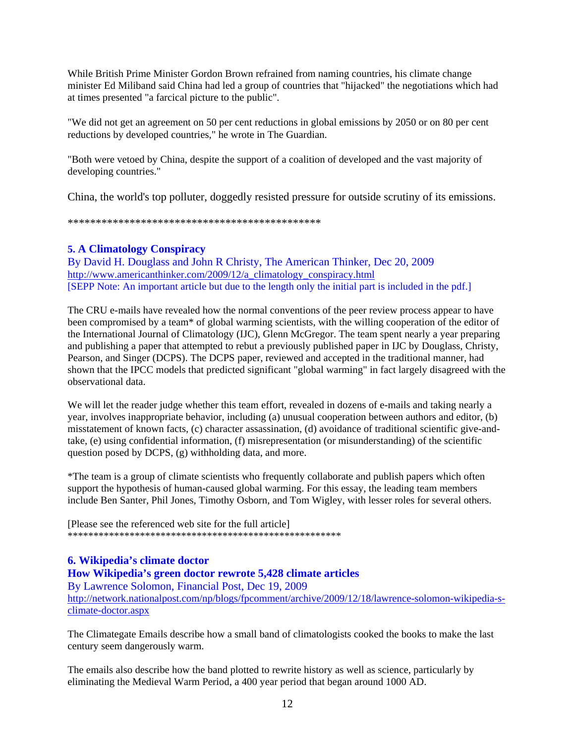While British Prime Minister Gordon Brown refrained from naming countries, his climate change minister Ed Miliband said China had led a group of countries that "hijacked" the negotiations which had at times presented "a farcical picture to the public".

"We did not get an agreement on 50 per cent reductions in global emissions by 2050 or on 80 per cent reductions by developed countries," he wrote in The Guardian.

"Both were vetoed by China, despite the support of a coalition of developed and the vast majority of developing countries."

China, the world's top polluter, doggedly resisted pressure for outside scrutiny of its emissions.

*********************************************

### 5. A Climatology Conspiracy

By David H. Douglass and John R Christy, The American Thinker, Dec 20, 2009
http://www.americanthinker.com/2009/12/a_climatology_conspiracy.html
[SEPP Note: An important article but due to the length only the initial part is included in the pdf.]

The CRU e-mails have revealed how the normal conventions of the peer review process appear to have been compromised by a team* of global warming scientists, with the willing cooperation of the editor of the International Journal of Climatology (IJC), Glenn McGregor. The team spent nearly a year preparing and publishing a paper that attempted to rebut a previously published paper in IJC by Douglass, Christy, Pearson, and Singer (DCPS). The DCPS paper, reviewed and accepted in the traditional manner, had shown that the IPCC models that predicted significant "global warming" in fact largely disagreed with the observational data.

We will let the reader judge whether this team effort, revealed in dozens of e-mails and taking nearly a year, involves inappropriate behavior, including (a) unusual cooperation between authors and editor, (b) misstatement of known facts, (c) character assassination, (d) avoidance of traditional scientific give-and-take, (e) using confidential information, (f) misrepresentation (or misunderstanding) of the scientific question posed by DCPS, (g) withholding data, and more.

*The team is a group of climate scientists who frequently collaborate and publish papers which often support the hypothesis of human-caused global warming. For this essay, the leading team members include Ben Santer, Phil Jones, Timothy Osborn, and Tom Wigley, with lesser roles for several others.

[Please see the referenced web site for the full article]
*****************************************************

### 6. Wikipedia's climate doctor
### How Wikipedia's green doctor rewrote 5,428 climate articles

By Lawrence Solomon, Financial Post, Dec 19, 2009
http://network.nationalpost.com/np/blogs/fpcomment/archive/2009/12/18/lawrence-solomon-wikipedia-s-climate-doctor.aspx

The Climategate Emails describe how a small band of climatologists cooked the books to make the last century seem dangerously warm.

The emails also describe how the band plotted to rewrite history as well as science, particularly by eliminating the Medieval Warm Period, a 400 year period that began around 1000 AD.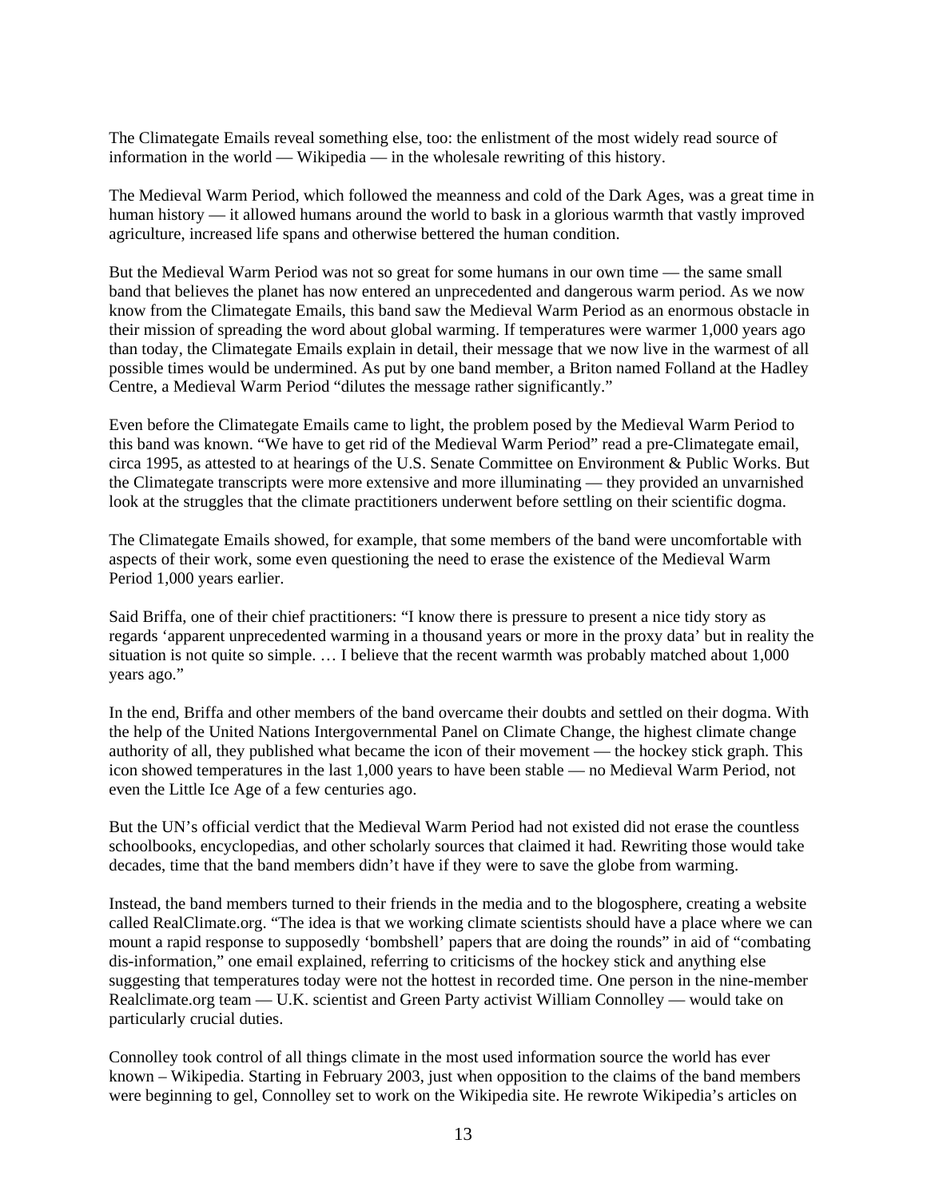The Climategate Emails reveal something else, too: the enlistment of the most widely read source of information in the world — Wikipedia — in the wholesale rewriting of this history.

The Medieval Warm Period, which followed the meanness and cold of the Dark Ages, was a great time in human history — it allowed humans around the world to bask in a glorious warmth that vastly improved agriculture, increased life spans and otherwise bettered the human condition.

But the Medieval Warm Period was not so great for some humans in our own time — the same small band that believes the planet has now entered an unprecedented and dangerous warm period. As we now know from the Climategate Emails, this band saw the Medieval Warm Period as an enormous obstacle in their mission of spreading the word about global warming. If temperatures were warmer 1,000 years ago than today, the Climategate Emails explain in detail, their message that we now live in the warmest of all possible times would be undermined. As put by one band member, a Briton named Folland at the Hadley Centre, a Medieval Warm Period "dilutes the message rather significantly."

Even before the Climategate Emails came to light, the problem posed by the Medieval Warm Period to this band was known. "We have to get rid of the Medieval Warm Period" read a pre-Climategate email, circa 1995, as attested to at hearings of the U.S. Senate Committee on Environment & Public Works. But the Climategate transcripts were more extensive and more illuminating — they provided an unvarnished look at the struggles that the climate practitioners underwent before settling on their scientific dogma.

The Climategate Emails showed, for example, that some members of the band were uncomfortable with aspects of their work, some even questioning the need to erase the existence of the Medieval Warm Period 1,000 years earlier.

Said Briffa, one of their chief practitioners: "I know there is pressure to present a nice tidy story as regards 'apparent unprecedented warming in a thousand years or more in the proxy data' but in reality the situation is not quite so simple. … I believe that the recent warmth was probably matched about 1,000 years ago."

In the end, Briffa and other members of the band overcame their doubts and settled on their dogma. With the help of the United Nations Intergovernmental Panel on Climate Change, the highest climate change authority of all, they published what became the icon of their movement — the hockey stick graph. This icon showed temperatures in the last 1,000 years to have been stable — no Medieval Warm Period, not even the Little Ice Age of a few centuries ago.

But the UN's official verdict that the Medieval Warm Period had not existed did not erase the countless schoolbooks, encyclopedias, and other scholarly sources that claimed it had. Rewriting those would take decades, time that the band members didn't have if they were to save the globe from warming.

Instead, the band members turned to their friends in the media and to the blogosphere, creating a website called RealClimate.org. "The idea is that we working climate scientists should have a place where we can mount a rapid response to supposedly 'bombshell' papers that are doing the rounds" in aid of "combating dis-information," one email explained, referring to criticisms of the hockey stick and anything else suggesting that temperatures today were not the hottest in recorded time. One person in the nine-member Realclimate.org team — U.K. scientist and Green Party activist William Connolley — would take on particularly crucial duties.

Connolley took control of all things climate in the most used information source the world has ever known – Wikipedia. Starting in February 2003, just when opposition to the claims of the band members were beginning to gel, Connolley set to work on the Wikipedia site. He rewrote Wikipedia's articles on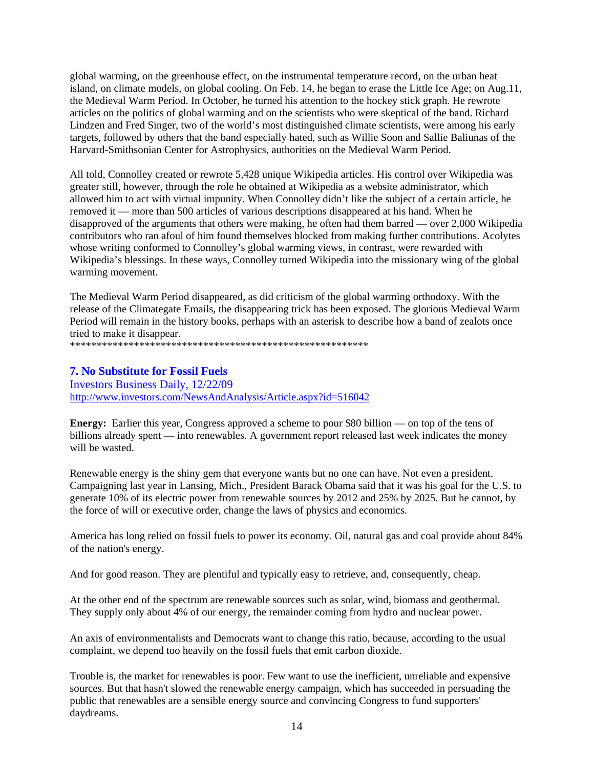global warming, on the greenhouse effect, on the instrumental temperature record, on the urban heat island, on climate models, on global cooling. On Feb. 14, he began to erase the Little Ice Age; on Aug.11, the Medieval Warm Period. In October, he turned his attention to the hockey stick graph. He rewrote articles on the politics of global warming and on the scientists who were skeptical of the band. Richard Lindzen and Fred Singer, two of the world's most distinguished climate scientists, were among his early targets, followed by others that the band especially hated, such as Willie Soon and Sallie Baliunas of the Harvard-Smithsonian Center for Astrophysics, authorities on the Medieval Warm Period.

All told, Connolley created or rewrote 5,428 unique Wikipedia articles. His control over Wikipedia was greater still, however, through the role he obtained at Wikipedia as a website administrator, which allowed him to act with virtual impunity. When Connolley didn't like the subject of a certain article, he removed it — more than 500 articles of various descriptions disappeared at his hand. When he disapproved of the arguments that others were making, he often had them barred — over 2,000 Wikipedia contributors who ran afoul of him found themselves blocked from making further contributions. Acolytes whose writing conformed to Connolley's global warming views, in contrast, were rewarded with Wikipedia's blessings. In these ways, Connolley turned Wikipedia into the missionary wing of the global warming movement.

The Medieval Warm Period disappeared, as did criticism of the global warming orthodoxy. With the release of the Climategate Emails, the disappearing trick has been exposed. The glorious Medieval Warm Period will remain in the history books, perhaps with an asterisk to describe how a band of zealots once tried to make it disappear.

*********************************************************

### 7. No Substitute for Fossil Fuels

Investors Business Daily, 12/22/09
http://www.investors.com/NewsAndAnalysis/Article.aspx?id=516042

**Energy:** Earlier this year, Congress approved a scheme to pour $80 billion — on top of the tens of billions already spent — into renewables. A government report released last week indicates the money will be wasted.

Renewable energy is the shiny gem that everyone wants but no one can have. Not even a president. Campaigning last year in Lansing, Mich., President Barack Obama said that it was his goal for the U.S. to generate 10% of its electric power from renewable sources by 2012 and 25% by 2025. But he cannot, by the force of will or executive order, change the laws of physics and economics.

America has long relied on fossil fuels to power its economy. Oil, natural gas and coal provide about 84% of the nation's energy.

And for good reason. They are plentiful and typically easy to retrieve, and, consequently, cheap.

At the other end of the spectrum are renewable sources such as solar, wind, biomass and geothermal. They supply only about 4% of our energy, the remainder coming from hydro and nuclear power.

An axis of environmentalists and Democrats want to change this ratio, because, according to the usual complaint, we depend too heavily on the fossil fuels that emit carbon dioxide.

Trouble is, the market for renewables is poor. Few want to use the inefficient, unreliable and expensive sources. But that hasn't slowed the renewable energy campaign, which has succeeded in persuading the public that renewables are a sensible energy source and convincing Congress to fund supporters' daydreams.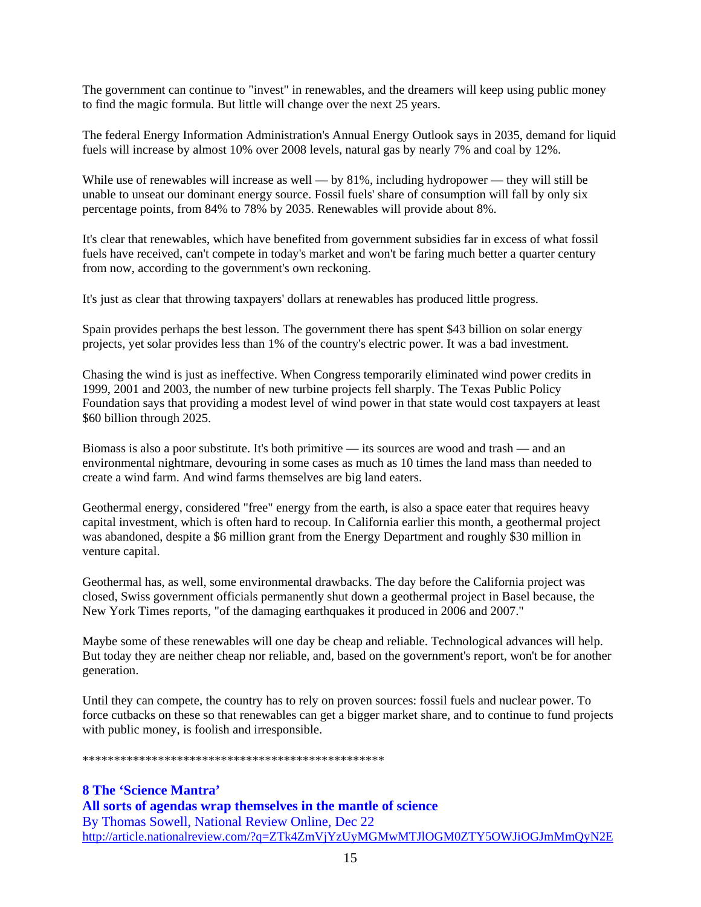The government can continue to "invest" in renewables, and the dreamers will keep using public money to find the magic formula. But little will change over the next 25 years.

The federal Energy Information Administration's Annual Energy Outlook says in 2035, demand for liquid fuels will increase by almost 10% over 2008 levels, natural gas by nearly 7% and coal by 12%.

While use of renewables will increase as well — by 81%, including hydropower — they will still be unable to unseat our dominant energy source. Fossil fuels' share of consumption will fall by only six percentage points, from 84% to 78% by 2035. Renewables will provide about 8%.

It's clear that renewables, which have benefited from government subsidies far in excess of what fossil fuels have received, can't compete in today's market and won't be faring much better a quarter century from now, according to the government's own reckoning.

It's just as clear that throwing taxpayers' dollars at renewables has produced little progress.

Spain provides perhaps the best lesson. The government there has spent $43 billion on solar energy projects, yet solar provides less than 1% of the country's electric power. It was a bad investment.

Chasing the wind is just as ineffective. When Congress temporarily eliminated wind power credits in 1999, 2001 and 2003, the number of new turbine projects fell sharply. The Texas Public Policy Foundation says that providing a modest level of wind power in that state would cost taxpayers at least $60 billion through 2025.

Biomass is also a poor substitute. It's both primitive — its sources are wood and trash — and an environmental nightmare, devouring in some cases as much as 10 times the land mass than needed to create a wind farm. And wind farms themselves are big land eaters.

Geothermal energy, considered "free" energy from the earth, is also a space eater that requires heavy capital investment, which is often hard to recoup. In California earlier this month, a geothermal project was abandoned, despite a $6 million grant from the Energy Department and roughly $30 million in venture capital.

Geothermal has, as well, some environmental drawbacks. The day before the California project was closed, Swiss government officials permanently shut down a geothermal project in Basel because, the New York Times reports, "of the damaging earthquakes it produced in 2006 and 2007."

Maybe some of these renewables will one day be cheap and reliable. Technological advances will help. But today they are neither cheap nor reliable, and, based on the government's report, won't be for another generation.

Until they can compete, the country has to rely on proven sources: fossil fuels and nuclear power. To force cutbacks on these so that renewables can get a bigger market share, and to continue to fund projects with public money, is foolish and irresponsible.

**************************************************

## 8 The 'Science Mantra'

**All sorts of agendas wrap themselves in the mantle of science**

By Thomas Sowell, National Review Online, Dec 22

http://article.nationalreview.com/?q=ZTk4ZmVjYzUyMGMwMTJlOGM0ZTY5OWJiOGJmMmQyN2E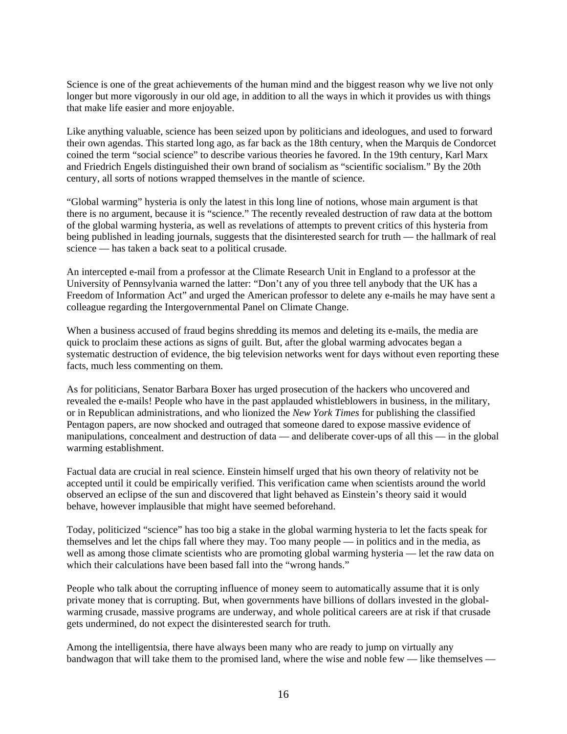Science is one of the great achievements of the human mind and the biggest reason why we live not only longer but more vigorously in our old age, in addition to all the ways in which it provides us with things that make life easier and more enjoyable.

Like anything valuable, science has been seized upon by politicians and ideologues, and used to forward their own agendas. This started long ago, as far back as the 18th century, when the Marquis de Condorcet coined the term "social science" to describe various theories he favored. In the 19th century, Karl Marx and Friedrich Engels distinguished their own brand of socialism as "scientific socialism." By the 20th century, all sorts of notions wrapped themselves in the mantle of science.

"Global warming" hysteria is only the latest in this long line of notions, whose main argument is that there is no argument, because it is "science." The recently revealed destruction of raw data at the bottom of the global warming hysteria, as well as revelations of attempts to prevent critics of this hysteria from being published in leading journals, suggests that the disinterested search for truth — the hallmark of real science — has taken a back seat to a political crusade.

An intercepted e-mail from a professor at the Climate Research Unit in England to a professor at the University of Pennsylvania warned the latter: "Don't any of you three tell anybody that the UK has a Freedom of Information Act" and urged the American professor to delete any e-mails he may have sent a colleague regarding the Intergovernmental Panel on Climate Change.

When a business accused of fraud begins shredding its memos and deleting its e-mails, the media are quick to proclaim these actions as signs of guilt. But, after the global warming advocates began a systematic destruction of evidence, the big television networks went for days without even reporting these facts, much less commenting on them.

As for politicians, Senator Barbara Boxer has urged prosecution of the hackers who uncovered and revealed the e-mails! People who have in the past applauded whistleblowers in business, in the military, or in Republican administrations, and who lionized the *New York Times* for publishing the classified Pentagon papers, are now shocked and outraged that someone dared to expose massive evidence of manipulations, concealment and destruction of data — and deliberate cover-ups of all this — in the global warming establishment.

Factual data are crucial in real science. Einstein himself urged that his own theory of relativity not be accepted until it could be empirically verified. This verification came when scientists around the world observed an eclipse of the sun and discovered that light behaved as Einstein's theory said it would behave, however implausible that might have seemed beforehand.

Today, politicized "science" has too big a stake in the global warming hysteria to let the facts speak for themselves and let the chips fall where they may. Too many people — in politics and in the media, as well as among those climate scientists who are promoting global warming hysteria — let the raw data on which their calculations have been based fall into the "wrong hands."

People who talk about the corrupting influence of money seem to automatically assume that it is only private money that is corrupting. But, when governments have billions of dollars invested in the global-warming crusade, massive programs are underway, and whole political careers are at risk if that crusade gets undermined, do not expect the disinterested search for truth.

Among the intelligentsia, there have always been many who are ready to jump on virtually any bandwagon that will take them to the promised land, where the wise and noble few — like themselves —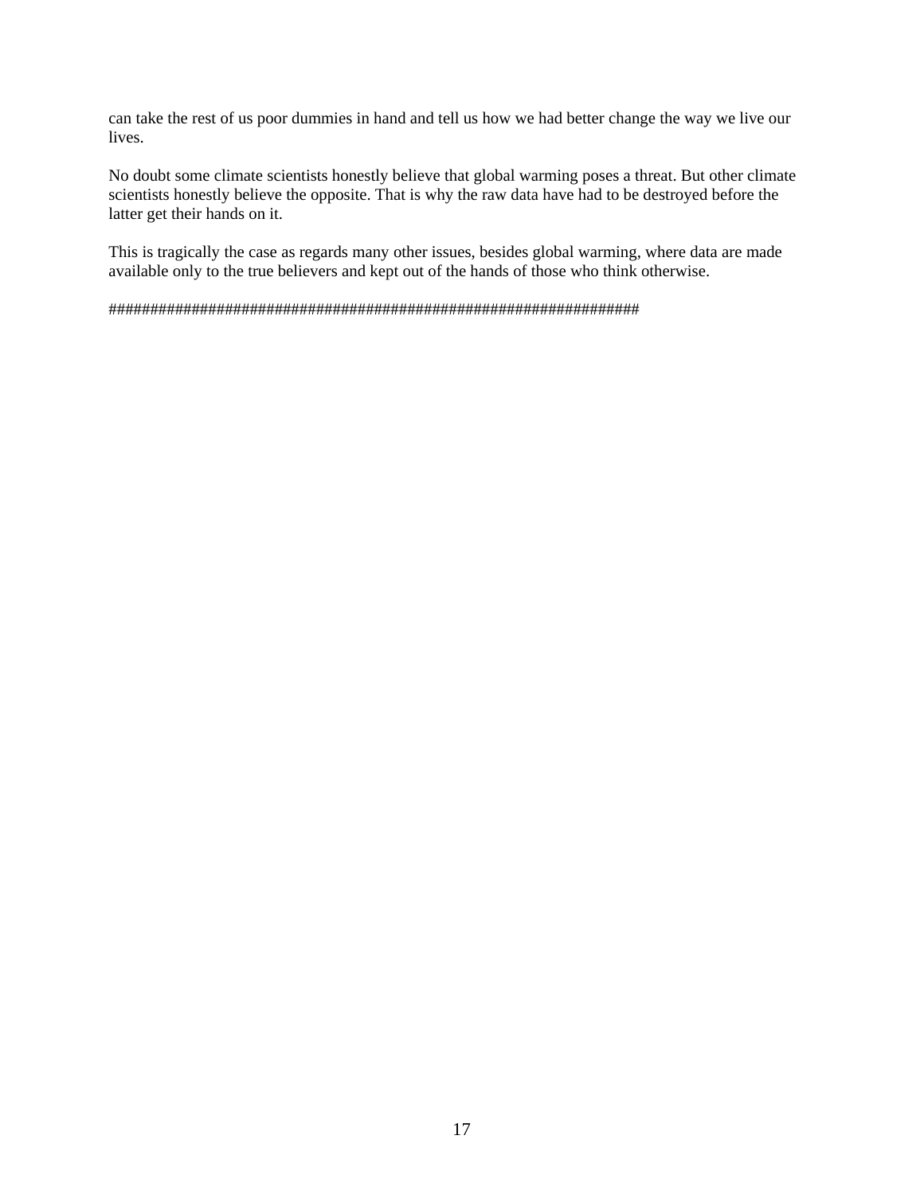can take the rest of us poor dummies in hand and tell us how we had better change the way we live our lives.

No doubt some climate scientists honestly believe that global warming poses a threat. But other climate scientists honestly believe the opposite. That is why the raw data have had to be destroyed before the latter get their hands on it.

This is tragically the case as regards many other issues, besides global warming, where data are made available only to the true believers and kept out of the hands of those who think otherwise.

#################################################################